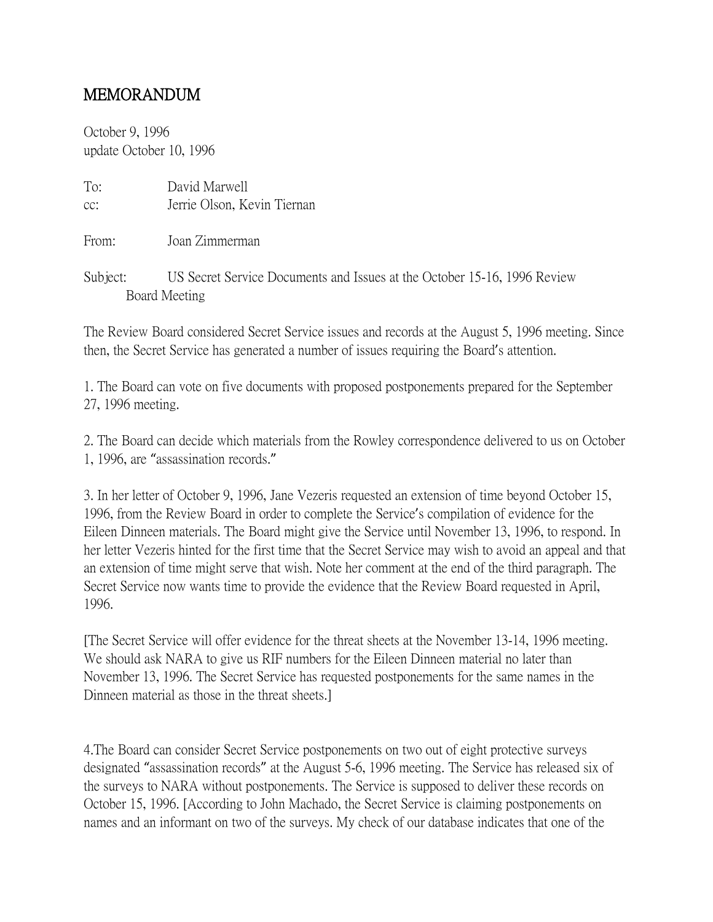# MEMORANDUM

October 9, 1996
update October 10, 1996

To: David Marwell
cc: Jerrie Olson, Kevin Tiernan

From: Joan Zimmerman

Subject: US Secret Service Documents and Issues at the October 15-16, 1996 Review Board Meeting

The Review Board considered Secret Service issues and records at the August 5, 1996 meeting. Since then, the Secret Service has generated a number of issues requiring the Board's attention.

1. The Board can vote on five documents with proposed postponements prepared for the September 27, 1996 meeting.

2. The Board can decide which materials from the Rowley correspondence delivered to us on October 1, 1996, are "assassination records."

3. In her letter of October 9, 1996, Jane Vezeris requested an extension of time beyond October 15, 1996, from the Review Board in order to complete the Service's compilation of evidence for the Eileen Dinneen materials. The Board might give the Service until November 13, 1996, to respond. In her letter Vezeris hinted for the first time that the Secret Service may wish to avoid an appeal and that an extension of time might serve that wish. Note her comment at the end of the third paragraph. The Secret Service now wants time to provide the evidence that the Review Board requested in April, 1996.

[The Secret Service will offer evidence for the threat sheets at the November 13-14, 1996 meeting. We should ask NARA to give us RIF numbers for the Eileen Dinneen material no later than November 13, 1996. The Secret Service has requested postponements for the same names in the Dinneen material as those in the threat sheets.]

4. The Board can consider Secret Service postponements on two out of eight protective surveys designated "assassination records" at the August 5-6, 1996 meeting. The Service has released six of the surveys to NARA without postponements. The Service is supposed to deliver these records on October 15, 1996. [According to John Machado, the Secret Service is claiming postponements on names and an informant on two of the surveys. My check of our database indicates that one of the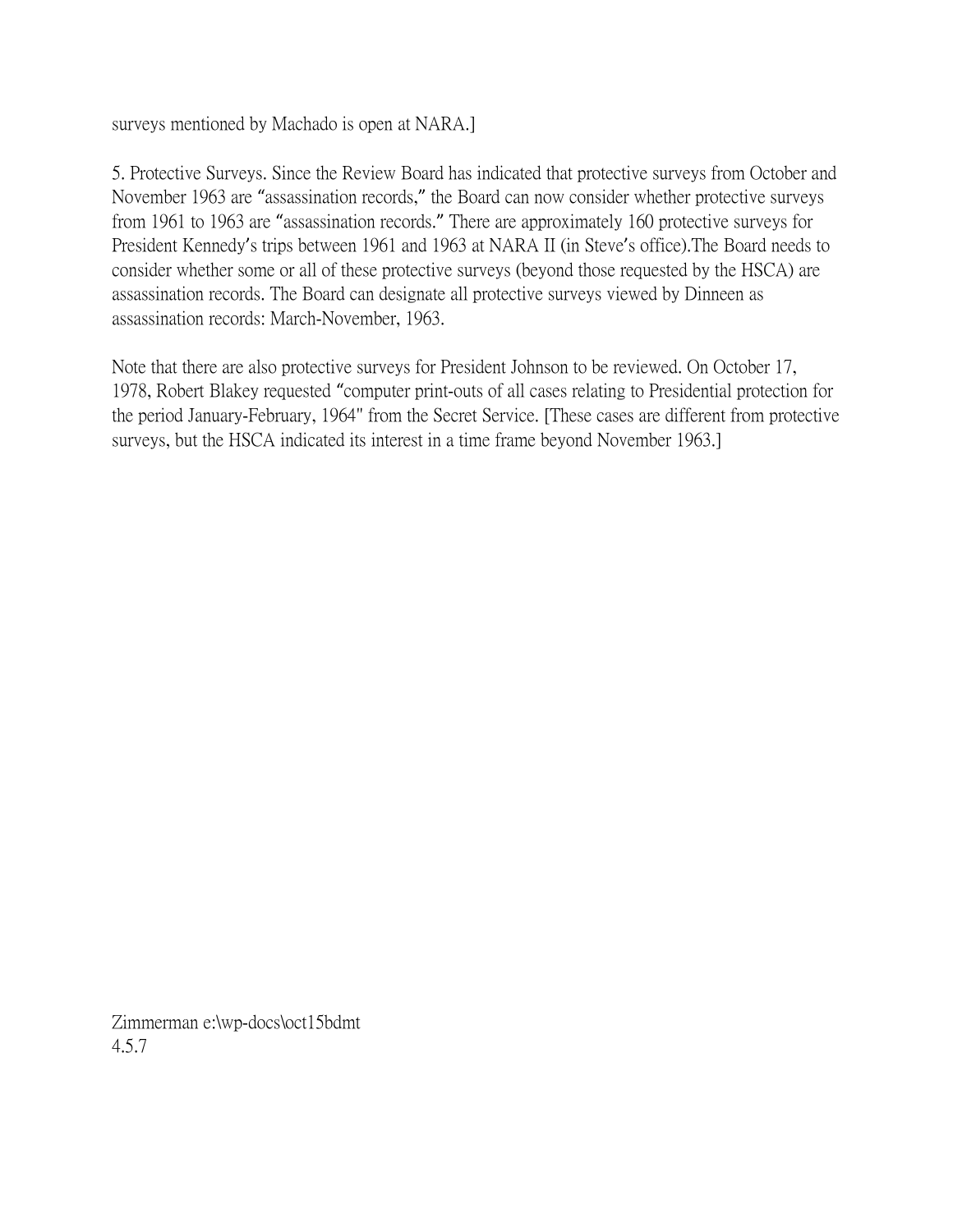surveys mentioned by Machado is open at NARA.]

5. Protective Surveys. Since the Review Board has indicated that protective surveys from October and November 1963 are "assassination records," the Board can now consider whether protective surveys from 1961 to 1963 are "assassination records." There are approximately 160 protective surveys for President Kennedy's trips between 1961 and 1963 at NARA II (in Steve's office).The Board needs to consider whether some or all of these protective surveys (beyond those requested by the HSCA) are assassination records. The Board can designate all protective surveys viewed by Dinneen as assassination records: March-November, 1963.

Note that there are also protective surveys for President Johnson to be reviewed. On October 17, 1978, Robert Blakey requested "computer print-outs of all cases relating to Presidential protection for the period January-February, 1964" from the Secret Service. [These cases are different from protective surveys, but the HSCA indicated its interest in a time frame beyond November 1963.]

Zimmerman e:\wp-docs\oct15bdmt
4.5.7